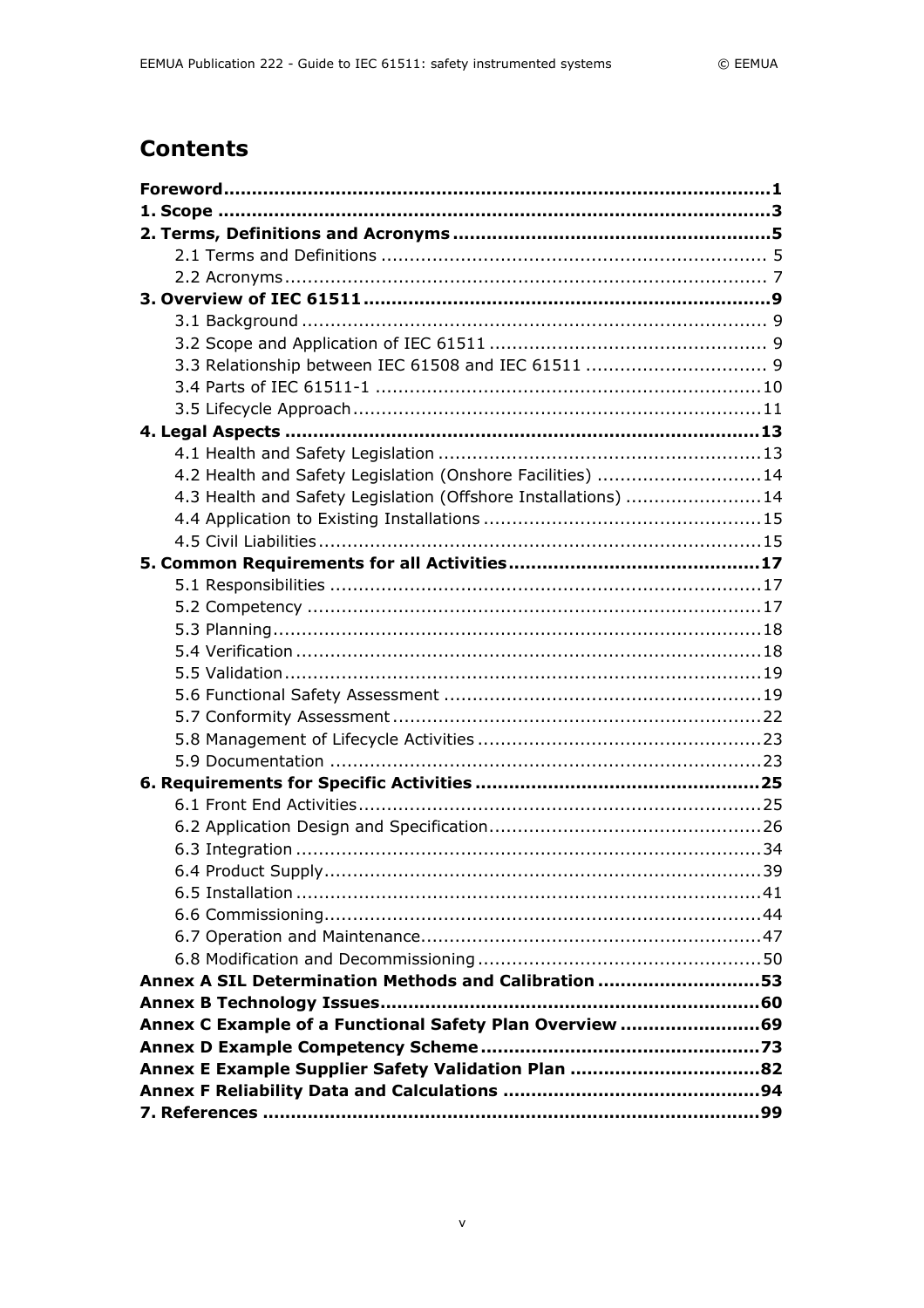# Contents

**Foreword** ... **1**
**1. Scope** ... **3**
**2. Terms, Definitions and Acronyms** ... **5**
- 2.1 Terms and Definitions ... 5
- 2.2 Acronyms ... 7

**3. Overview of IEC 61511** ... **9**
- 3.1 Background ... 9
- 3.2 Scope and Application of IEC 61511 ... 9
- 3.3 Relationship between IEC 61508 and IEC 61511 ... 9
- 3.4 Parts of IEC 61511-1 ... 10
- 3.5 Lifecycle Approach ... 11

**4. Legal Aspects** ... **13**
- 4.1 Health and Safety Legislation ... 13
- 4.2 Health and Safety Legislation (Onshore Facilities) ... 14
- 4.3 Health and Safety Legislation (Offshore Installations) ... 14
- 4.4 Application to Existing Installations ... 15
- 4.5 Civil Liabilities ... 15

**5. Common Requirements for all Activities** ... **17**
- 5.1 Responsibilities ... 17
- 5.2 Competency ... 17
- 5.3 Planning ... 18
- 5.4 Verification ... 18
- 5.5 Validation ... 19
- 5.6 Functional Safety Assessment ... 19
- 5.7 Conformity Assessment ... 22
- 5.8 Management of Lifecycle Activities ... 23
- 5.9 Documentation ... 23

**6. Requirements for Specific Activities** ... **25**
- 6.1 Front End Activities ... 25
- 6.2 Application Design and Specification ... 26
- 6.3 Integration ... 34
- 6.4 Product Supply ... 39
- 6.5 Installation ... 41
- 6.6 Commissioning ... 44
- 6.7 Operation and Maintenance ... 47
- 6.8 Modification and Decommissioning ... 50

**Annex A SIL Determination Methods and Calibration** ... **53**
**Annex B Technology Issues** ... **60**
**Annex C Example of a Functional Safety Plan Overview** ... **69**
**Annex D Example Competency Scheme** ... **73**
**Annex E Example Supplier Safety Validation Plan** ... **82**
**Annex F Reliability Data and Calculations** ... **94**
**7. References** ... **99**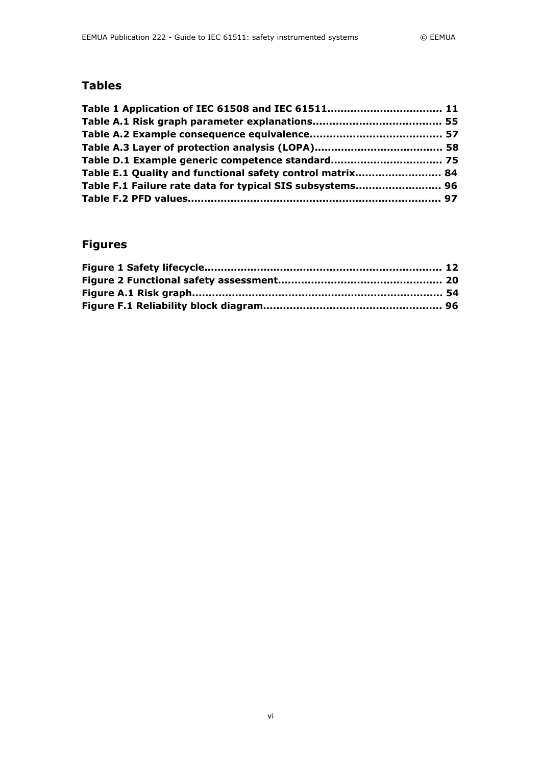## Tables

**Table 1 Application of IEC 61508 and IEC 61511.................................. 11**
**Table A.1 Risk graph parameter explanations...................................... 55**
**Table A.2 Example consequence equivalence....................................... 57**
**Table A.3 Layer of protection analysis (LOPA)...................................... 58**
**Table D.1 Example generic competence standard................................. 75**
**Table E.1 Quality and functional safety control matrix......................... 84**
**Table F.1 Failure rate data for typical SIS subsystems......................... 96**
**Table F.2 PFD values........................................................................... 97**

## Figures

**Figure 1 Safety lifecycle...................................................................... 12**
**Figure 2 Functional safety assessment................................................ 20**
**Figure A.1 Risk graph.......................................................................... 54**
**Figure F.1 Reliability block diagram..................................................... 96**